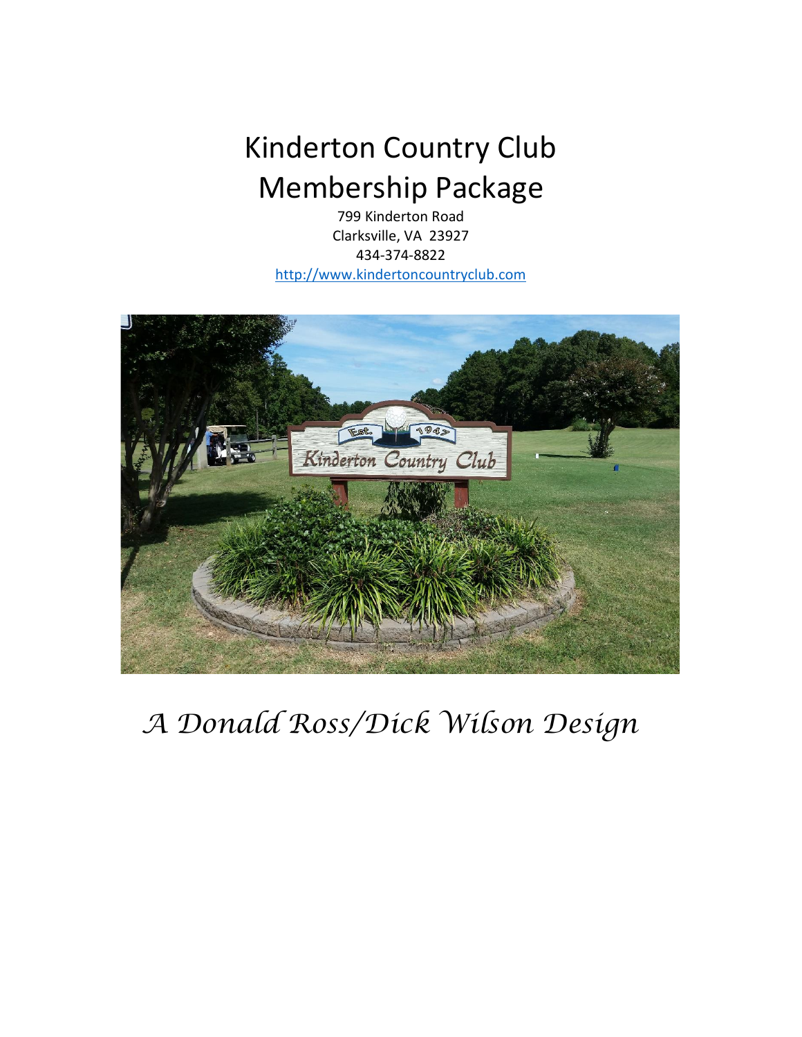# Kinderton Country Club Membership Package

799 Kinderton Road
Clarksville, VA 23927
434-374-8822
http://www.kindertoncountryclub.com

*A Donald Ross/Dick Wilson Design*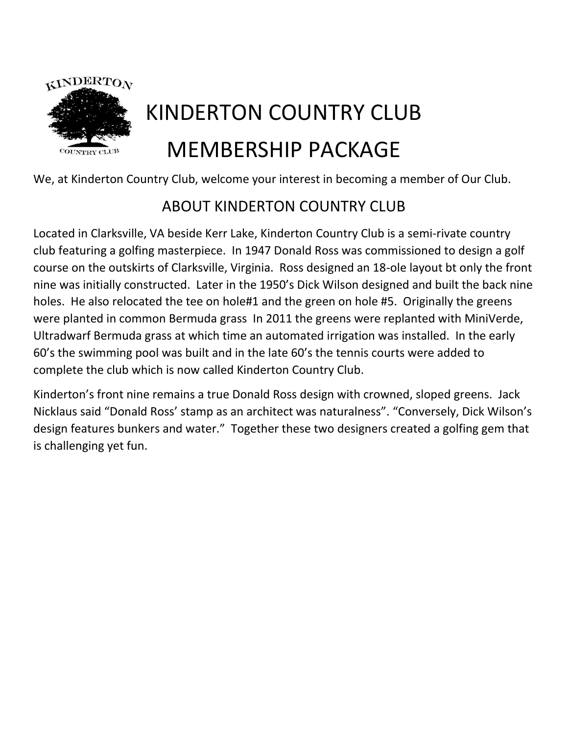# KINDERTON COUNTRY CLUB

# MEMBERSHIP PACKAGE

We, at Kinderton Country Club, welcome your interest in becoming a member of Our Club.

## ABOUT KINDERTON COUNTRY CLUB

Located in Clarksville, VA beside Kerr Lake, Kinderton Country Club is a semi-rivate country club featuring a golfing masterpiece. In 1947 Donald Ross was commissioned to design a golf course on the outskirts of Clarksville, Virginia. Ross designed an 18-ole layout bt only the front nine was initially constructed. Later in the 1950's Dick Wilson designed and built the back nine holes. He also relocated the tee on hole#1 and the green on hole #5. Originally the greens were planted in common Bermuda grass In 2011 the greens were replanted with MiniVerde, Ultradwarf Bermuda grass at which time an automated irrigation was installed. In the early 60's the swimming pool was built and in the late 60's the tennis courts were added to complete the club which is now called Kinderton Country Club.

Kinderton's front nine remains a true Donald Ross design with crowned, sloped greens. Jack Nicklaus said "Donald Ross' stamp as an architect was naturalness". "Conversely, Dick Wilson's design features bunkers and water." Together these two designers created a golfing gem that is challenging yet fun.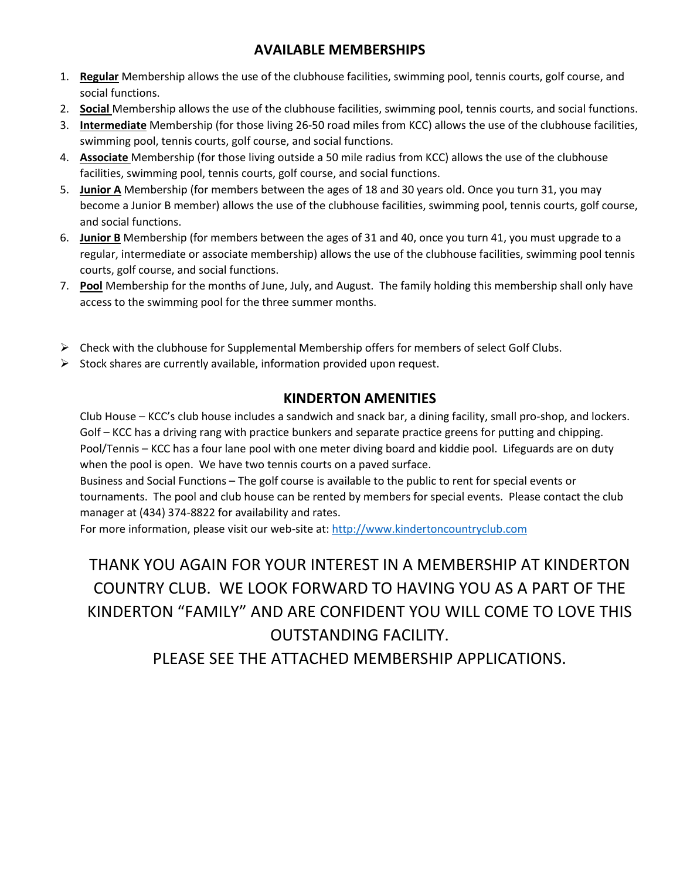## AVAILABLE MEMBERSHIPS

1. **Regular** Membership allows the use of the clubhouse facilities, swimming pool, tennis courts, golf course, and social functions.
2. **Social** Membership allows the use of the clubhouse facilities, swimming pool, tennis courts, and social functions.
3. **Intermediate** Membership (for those living 26-50 road miles from KCC) allows the use of the clubhouse facilities, swimming pool, tennis courts, golf course, and social functions.
4. **Associate** Membership (for those living outside a 50 mile radius from KCC) allows the use of the clubhouse facilities, swimming pool, tennis courts, golf course, and social functions.
5. **Junior A** Membership (for members between the ages of 18 and 30 years old. Once you turn 31, you may become a Junior B member) allows the use of the clubhouse facilities, swimming pool, tennis courts, golf course, and social functions.
6. **Junior B** Membership (for members between the ages of 31 and 40, once you turn 41, you must upgrade to a regular, intermediate or associate membership) allows the use of the clubhouse facilities, swimming pool tennis courts, golf course, and social functions.
7. **Pool** Membership for the months of June, July, and August. The family holding this membership shall only have access to the swimming pool for the three summer months.

- Check with the clubhouse for Supplemental Membership offers for members of select Golf Clubs.
- Stock shares are currently available, information provided upon request.

## KINDERTON AMENITIES

Club House – KCC's club house includes a sandwich and snack bar, a dining facility, small pro-shop, and lockers.
Golf – KCC has a driving rang with practice bunkers and separate practice greens for putting and chipping.
Pool/Tennis – KCC has a four lane pool with one meter diving board and kiddie pool. Lifeguards are on duty when the pool is open. We have two tennis courts on a paved surface.
Business and Social Functions – The golf course is available to the public to rent for special events or tournaments. The pool and club house can be rented by members for special events. Please contact the club manager at (434) 374-8822 for availability and rates.
For more information, please visit our web-site at: http://www.kindertoncountryclub.com

THANK YOU AGAIN FOR YOUR INTEREST IN A MEMBERSHIP AT KINDERTON COUNTRY CLUB. WE LOOK FORWARD TO HAVING YOU AS A PART OF THE KINDERTON "FAMILY" AND ARE CONFIDENT YOU WILL COME TO LOVE THIS OUTSTANDING FACILITY.

PLEASE SEE THE ATTACHED MEMBERSHIP APPLICATIONS.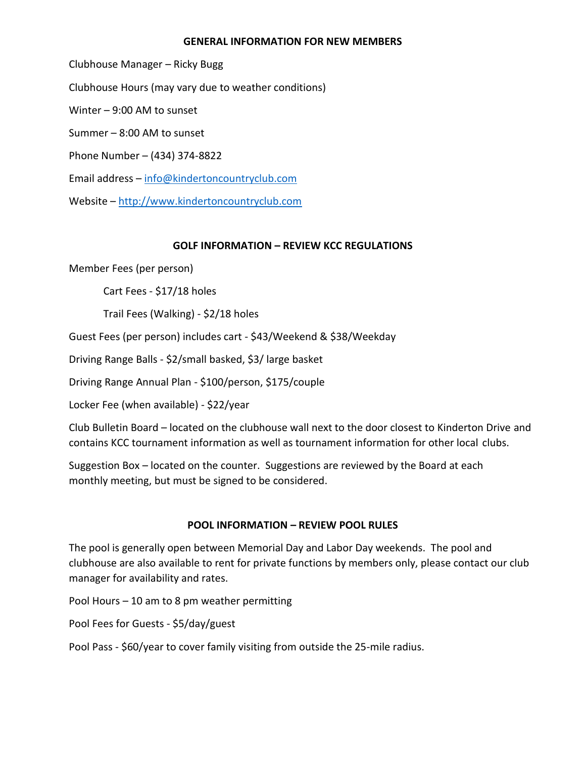## GENERAL INFORMATION FOR NEW MEMBERS

Clubhouse Manager – Ricky Bugg

Clubhouse Hours (may vary due to weather conditions)

Winter – 9:00 AM to sunset

Summer – 8:00 AM to sunset

Phone Number – (434) 374-8822

Email address – info@kindertoncountryclub.com

Website – http://www.kindertoncountryclub.com

## GOLF INFORMATION – REVIEW KCC REGULATIONS

Member Fees (per person)

- Cart Fees - $17/18 holes
- Trail Fees (Walking) - $2/18 holes

Guest Fees (per person) includes cart - $43/Weekend & $38/Weekday

Driving Range Balls - $2/small basked, $3/ large basket

Driving Range Annual Plan - $100/person, $175/couple

Locker Fee (when available) - $22/year

Club Bulletin Board – located on the clubhouse wall next to the door closest to Kinderton Drive and contains KCC tournament information as well as tournament information for other local clubs.

Suggestion Box – located on the counter. Suggestions are reviewed by the Board at each monthly meeting, but must be signed to be considered.

## POOL INFORMATION – REVIEW POOL RULES

The pool is generally open between Memorial Day and Labor Day weekends. The pool and clubhouse are also available to rent for private functions by members only, please contact our club manager for availability and rates.

Pool Hours – 10 am to 8 pm weather permitting

Pool Fees for Guests - $5/day/guest

Pool Pass - $60/year to cover family visiting from outside the 25-mile radius.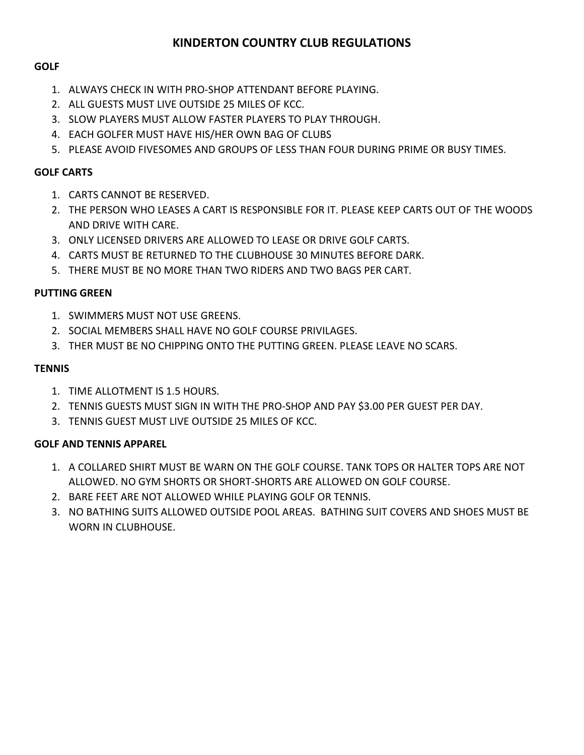# KINDERTON COUNTRY CLUB REGULATIONS

## GOLF

1. ALWAYS CHECK IN WITH PRO-SHOP ATTENDANT BEFORE PLAYING.
2. ALL GUESTS MUST LIVE OUTSIDE 25 MILES OF KCC.
3. SLOW PLAYERS MUST ALLOW FASTER PLAYERS TO PLAY THROUGH.
4. EACH GOLFER MUST HAVE HIS/HER OWN BAG OF CLUBS
5. PLEASE AVOID FIVESOMES AND GROUPS OF LESS THAN FOUR DURING PRIME OR BUSY TIMES.

## GOLF CARTS

1. CARTS CANNOT BE RESERVED.
2. THE PERSON WHO LEASES A CART IS RESPONSIBLE FOR IT. PLEASE KEEP CARTS OUT OF THE WOODS AND DRIVE WITH CARE.
3. ONLY LICENSED DRIVERS ARE ALLOWED TO LEASE OR DRIVE GOLF CARTS.
4. CARTS MUST BE RETURNED TO THE CLUBHOUSE 30 MINUTES BEFORE DARK.
5. THERE MUST BE NO MORE THAN TWO RIDERS AND TWO BAGS PER CART.

## PUTTING GREEN

1. SWIMMERS MUST NOT USE GREENS.
2. SOCIAL MEMBERS SHALL HAVE NO GOLF COURSE PRIVILAGES.
3. THER MUST BE NO CHIPPING ONTO THE PUTTING GREEN. PLEASE LEAVE NO SCARS.

## TENNIS

1. TIME ALLOTMENT IS 1.5 HOURS.
2. TENNIS GUESTS MUST SIGN IN WITH THE PRO-SHOP AND PAY $3.00 PER GUEST PER DAY.
3. TENNIS GUEST MUST LIVE OUTSIDE 25 MILES OF KCC.

## GOLF AND TENNIS APPAREL

1. A COLLARED SHIRT MUST BE WARN ON THE GOLF COURSE. TANK TOPS OR HALTER TOPS ARE NOT ALLOWED. NO GYM SHORTS OR SHORT-SHORTS ARE ALLOWED ON GOLF COURSE.
2. BARE FEET ARE NOT ALLOWED WHILE PLAYING GOLF OR TENNIS.
3. NO BATHING SUITS ALLOWED OUTSIDE POOL AREAS. BATHING SUIT COVERS AND SHOES MUST BE WORN IN CLUBHOUSE.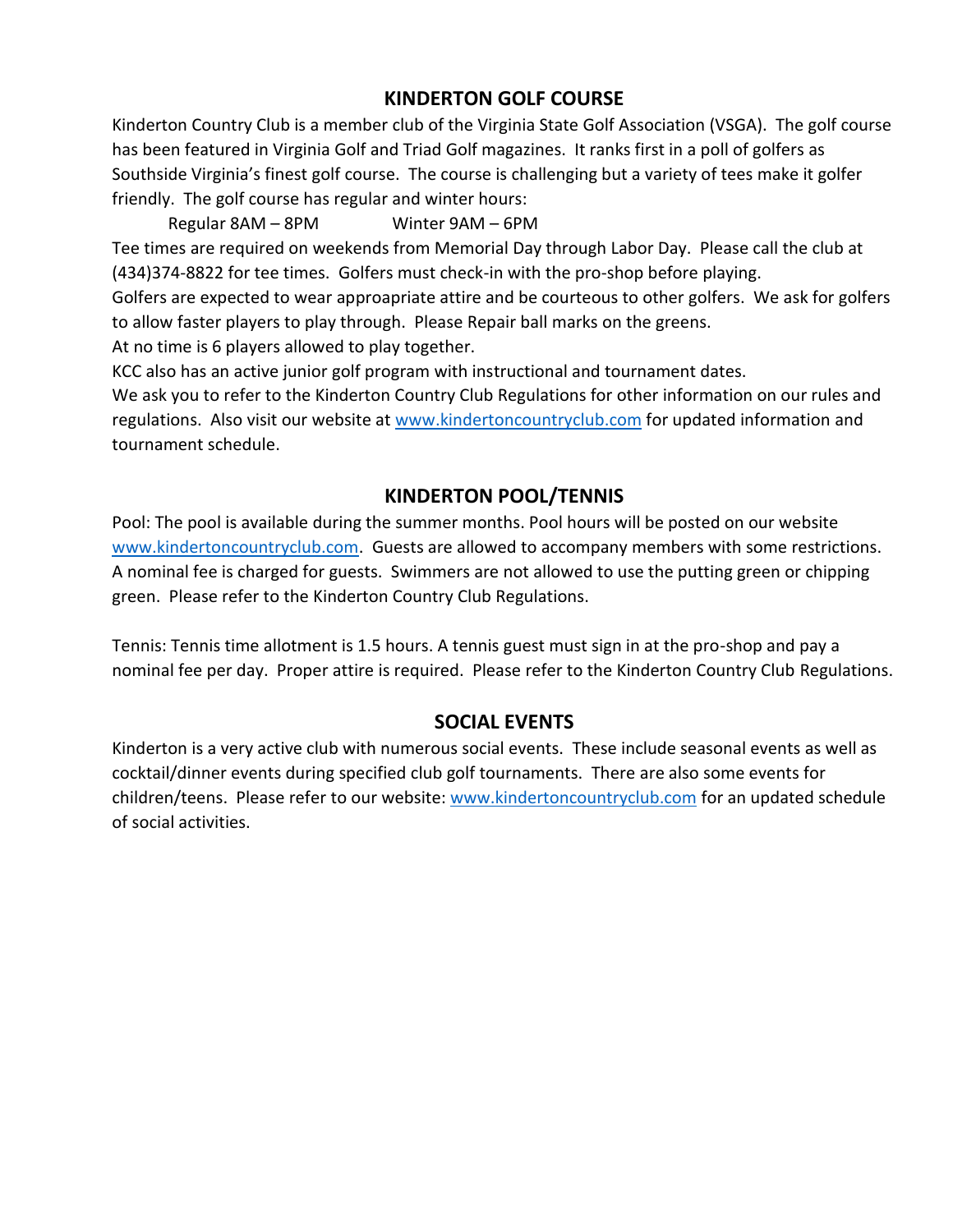## KINDERTON GOLF COURSE

Kinderton Country Club is a member club of the Virginia State Golf Association (VSGA). The golf course has been featured in Virginia Golf and Triad Golf magazines. It ranks first in a poll of golfers as Southside Virginia's finest golf course. The course is challenging but a variety of tees make it golfer friendly. The golf course has regular and winter hours:

Regular 8AM – 8PM    Winter 9AM – 6PM

Tee times are required on weekends from Memorial Day through Labor Day. Please call the club at (434)374-8822 for tee times. Golfers must check-in with the pro-shop before playing.

Golfers are expected to wear approapriate attire and be courteous to other golfers. We ask for golfers to allow faster players to play through. Please Repair ball marks on the greens.

At no time is 6 players allowed to play together.

KCC also has an active junior golf program with instructional and tournament dates.

We ask you to refer to the Kinderton Country Club Regulations for other information on our rules and regulations. Also visit our website at www.kindertoncountryclub.com for updated information and tournament schedule.

## KINDERTON POOL/TENNIS

Pool: The pool is available during the summer months. Pool hours will be posted on our website www.kindertoncountryclub.com. Guests are allowed to accompany members with some restrictions. A nominal fee is charged for guests. Swimmers are not allowed to use the putting green or chipping green. Please refer to the Kinderton Country Club Regulations.

Tennis: Tennis time allotment is 1.5 hours. A tennis guest must sign in at the pro-shop and pay a nominal fee per day. Proper attire is required. Please refer to the Kinderton Country Club Regulations.

## SOCIAL EVENTS

Kinderton is a very active club with numerous social events. These include seasonal events as well as cocktail/dinner events during specified club golf tournaments. There are also some events for children/teens. Please refer to our website: www.kindertoncountryclub.com for an updated schedule of social activities.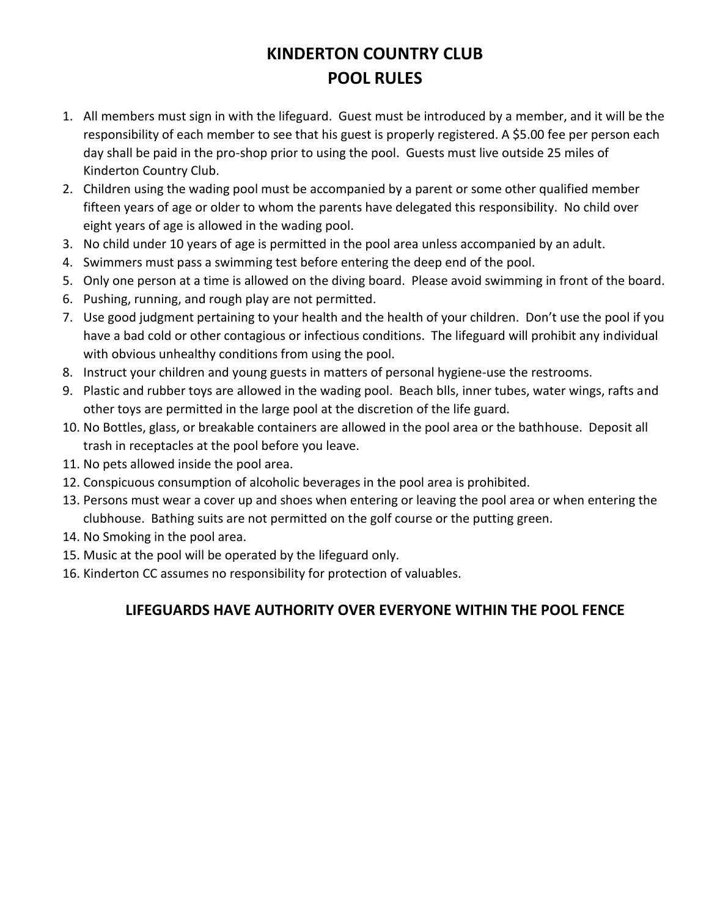# KINDERTON COUNTRY CLUB
# POOL RULES

1. All members must sign in with the lifeguard. Guest must be introduced by a member, and it will be the responsibility of each member to see that his guest is properly registered. A $5.00 fee per person each day shall be paid in the pro-shop prior to using the pool. Guests must live outside 25 miles of Kinderton Country Club.
2. Children using the wading pool must be accompanied by a parent or some other qualified member fifteen years of age or older to whom the parents have delegated this responsibility. No child over eight years of age is allowed in the wading pool.
3. No child under 10 years of age is permitted in the pool area unless accompanied by an adult.
4. Swimmers must pass a swimming test before entering the deep end of the pool.
5. Only one person at a time is allowed on the diving board. Please avoid swimming in front of the board.
6. Pushing, running, and rough play are not permitted.
7. Use good judgment pertaining to your health and the health of your children. Don't use the pool if you have a bad cold or other contagious or infectious conditions. The lifeguard will prohibit any individual with obvious unhealthy conditions from using the pool.
8. Instruct your children and young guests in matters of personal hygiene-use the restrooms.
9. Plastic and rubber toys are allowed in the wading pool. Beach blls, inner tubes, water wings, rafts and other toys are permitted in the large pool at the discretion of the life guard.
10. No Bottles, glass, or breakable containers are allowed in the pool area or the bathhouse. Deposit all trash in receptacles at the pool before you leave.
11. No pets allowed inside the pool area.
12. Conspicuous consumption of alcoholic beverages in the pool area is prohibited.
13. Persons must wear a cover up and shoes when entering or leaving the pool area or when entering the clubhouse. Bathing suits are not permitted on the golf course or the putting green.
14. No Smoking in the pool area.
15. Music at the pool will be operated by the lifeguard only.
16. Kinderton CC assumes no responsibility for protection of valuables.

**LIFEGUARDS HAVE AUTHORITY OVER EVERYONE WITHIN THE POOL FENCE**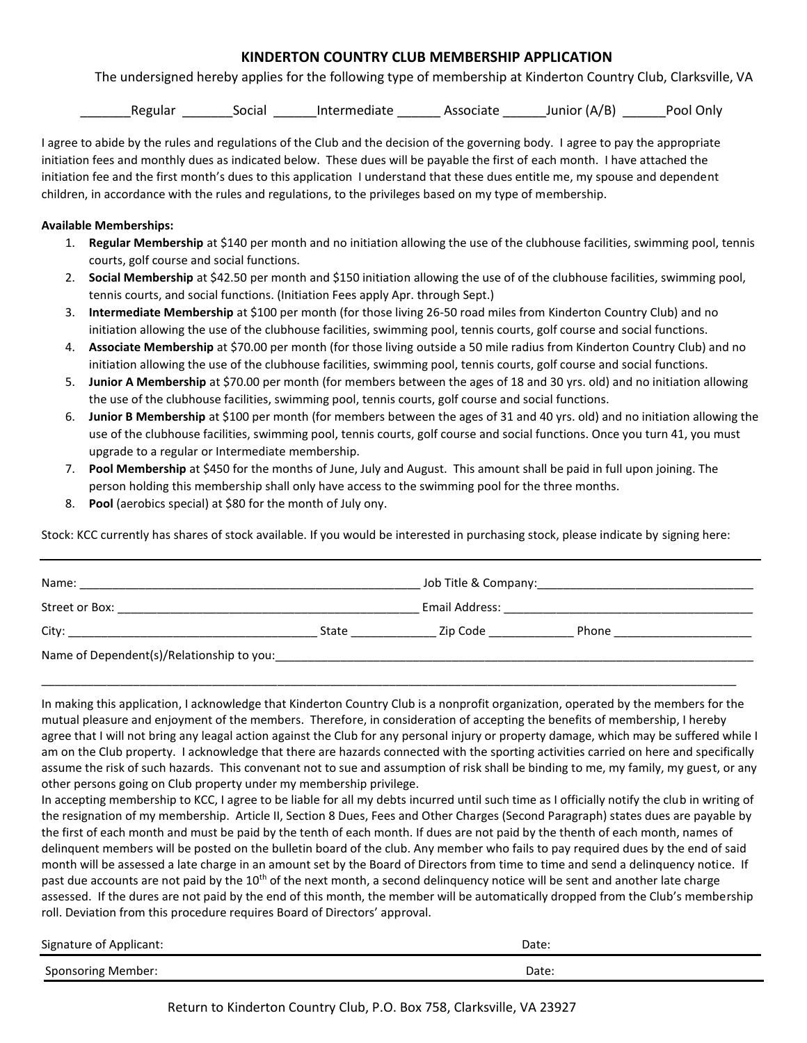# KINDERTON COUNTRY CLUB MEMBERSHIP APPLICATION

The undersigned hereby applies for the following type of membership at Kinderton Country Club, Clarksville, VA

_______Regular _______Social ______Intermediate ______ Associate ______Junior (A/B) ______Pool Only

I agree to abide by the rules and regulations of the Club and the decision of the governing body. I agree to pay the appropriate initiation fees and monthly dues as indicated below. These dues will be payable the first of each month. I have attached the initiation fee and the first month's dues to this application I understand that these dues entitle me, my spouse and dependent children, in accordance with the rules and regulations, to the privileges based on my type of membership.

**Available Memberships:**

1. **Regular Membership** at $140 per month and no initiation allowing the use of the clubhouse facilities, swimming pool, tennis courts, golf course and social functions.
2. **Social Membership** at $42.50 per month and $150 initiation allowing the use of of the clubhouse facilities, swimming pool, tennis courts, and social functions. (Initiation Fees apply Apr. through Sept.)
3. **Intermediate Membership** at $100 per month (for those living 26-50 road miles from Kinderton Country Club) and no initiation allowing the use of the clubhouse facilities, swimming pool, tennis courts, golf course and social functions.
4. **Associate Membership** at $70.00 per month (for those living outside a 50 mile radius from Kinderton Country Club) and no initiation allowing the use of the clubhouse facilities, swimming pool, tennis courts, golf course and social functions.
5. **Junior A Membership** at $70.00 per month (for members between the ages of 18 and 30 yrs. old) and no initiation allowing the use of the clubhouse facilities, swimming pool, tennis courts, golf course and social functions.
6. **Junior B Membership** at $100 per month (for members between the ages of 31 and 40 yrs. old) and no initiation allowing the use of the clubhouse facilities, swimming pool, tennis courts, golf course and social functions. Once you turn 41, you must upgrade to a regular or Intermediate membership.
7. **Pool Membership** at $450 for the months of June, July and August. This amount shall be paid in full upon joining. The person holding this membership shall only have access to the swimming pool for the three months.
8. **Pool** (aerobics special) at $80 for the month of July ony.

Stock: KCC currently has shares of stock available. If you would be interested in purchasing stock, please indicate by signing here:

---

Name: ____________________________________________ Job Title & Company:______________________________

Street or Box: ______________________________________ Email Address: __________________________________

City: _________________________________ State ___________ Zip Code ___________ Phone ___________________

Name of Dependent(s)/Relationship to you:______________________________________________________________

_______________________________________________________________________________________________

In making this application, I acknowledge that Kinderton Country Club is a nonprofit organization, operated by the members for the mutual pleasure and enjoyment of the members. Therefore, in consideration of accepting the benefits of membership, I hereby agree that I will not bring any leagal action against the Club for any personal injury or property damage, which may be suffered while I am on the Club property. I acknowledge that there are hazards connected with the sporting activities carried on here and specifically assume the risk of such hazards. This convenant not to sue and assumption of risk shall be binding to me, my family, my guest, or any other persons going on Club property under my membership privilege.

In accepting membership to KCC, I agree to be liable for all my debts incurred until such time as I officially notify the club in writing of the resignation of my membership. Article II, Section 8 Dues, Fees and Other Charges (Second Paragraph) states dues are payable by the first of each month and must be paid by the tenth of each month. If dues are not paid by the thenth of each month, names of delinquent members will be posted on the bulletin board of the club. Any member who fails to pay required dues by the end of said month will be assessed a late charge in an amount set by the Board of Directors from time to time and send a delinquency notice. If past due accounts are not paid by the 10th of the next month, a second delinquency notice will be sent and another late charge assessed. If the dures are not paid by the end of this month, the member will be automatically dropped from the Club's membership roll. Deviation from this procedure requires Board of Directors' approval.

Signature of Applicant: Date:

Sponsoring Member: Date:

Return to Kinderton Country Club, P.O. Box 758, Clarksville, VA 23927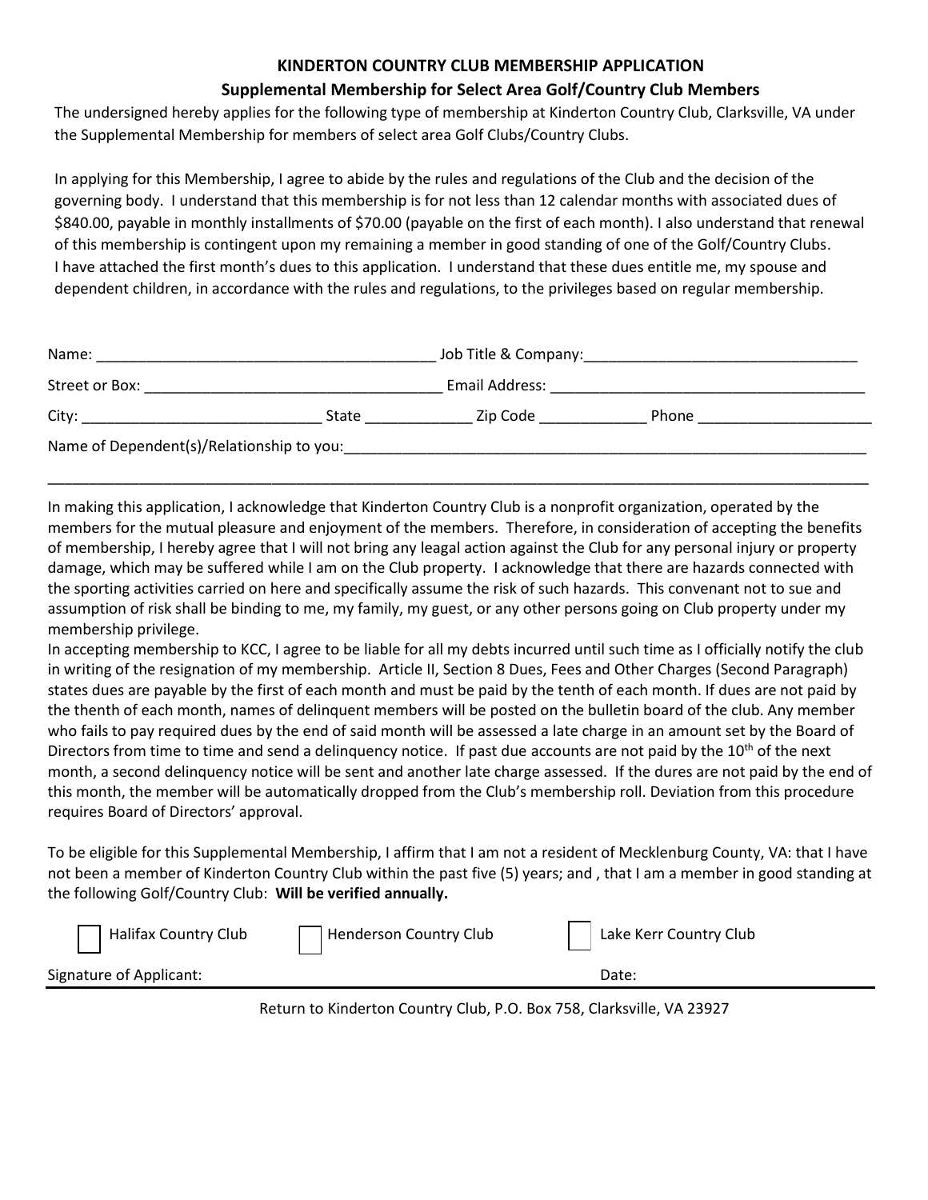# KINDERTON COUNTRY CLUB MEMBERSHIP APPLICATION

## Supplemental Membership for Select Area Golf/Country Club Members

The undersigned hereby applies for the following type of membership at Kinderton Country Club, Clarksville, VA under the Supplemental Membership for members of select area Golf Clubs/Country Clubs.

In applying for this Membership, I agree to abide by the rules and regulations of the Club and the decision of the governing body. I understand that this membership is for not less than 12 calendar months with associated dues of $840.00, payable in monthly installments of $70.00 (payable on the first of each month). I also understand that renewal of this membership is contingent upon my remaining a member in good standing of one of the Golf/Country Clubs. I have attached the first month's dues to this application. I understand that these dues entitle me, my spouse and dependent children, in accordance with the rules and regulations, to the privileges based on regular membership.

Name: ________________________________________ Job Title & Company:_________________________________

Street or Box: ____________________________________ Email Address: ______________________________________

City: ____________________________ State ____________ Zip Code ____________ Phone _____________________

Name of Dependent(s)/Relationship to you:_________________________________________________________________

____________________________________________________________________________________________________

In making this application, I acknowledge that Kinderton Country Club is a nonprofit organization, operated by the members for the mutual pleasure and enjoyment of the members. Therefore, in consideration of accepting the benefits of membership, I hereby agree that I will not bring any leagal action against the Club for any personal injury or property damage, which may be suffered while I am on the Club property. I acknowledge that there are hazards connected with the sporting activities carried on here and specifically assume the risk of such hazards. This convenant not to sue and assumption of risk shall be binding to me, my family, my guest, or any other persons going on Club property under my membership privilege.

In accepting membership to KCC, I agree to be liable for all my debts incurred until such time as I officially notify the club in writing of the resignation of my membership. Article II, Section 8 Dues, Fees and Other Charges (Second Paragraph) states dues are payable by the first of each month and must be paid by the tenth of each month. If dues are not paid by the thenth of each month, names of delinquent members will be posted on the bulletin board of the club. Any member who fails to pay required dues by the end of said month will be assessed a late charge in an amount set by the Board of Directors from time to time and send a delinquency notice. If past due accounts are not paid by the 10th of the next month, a second delinquency notice will be sent and another late charge assessed. If the dures are not paid by the end of this month, the member will be automatically dropped from the Club's membership roll. Deviation from this procedure requires Board of Directors' approval.

To be eligible for this Supplemental Membership, I affirm that I am not a resident of Mecklenburg County, VA: that I have not been a member of Kinderton Country Club within the past five (5) years; and , that I am a member in good standing at the following Golf/Country Club: **Will be verified annually.**

☐ Halifax Country Club ☐ Henderson Country Club ☐ Lake Kerr Country Club

Signature of Applicant: Date:

Return to Kinderton Country Club, P.O. Box 758, Clarksville, VA 23927